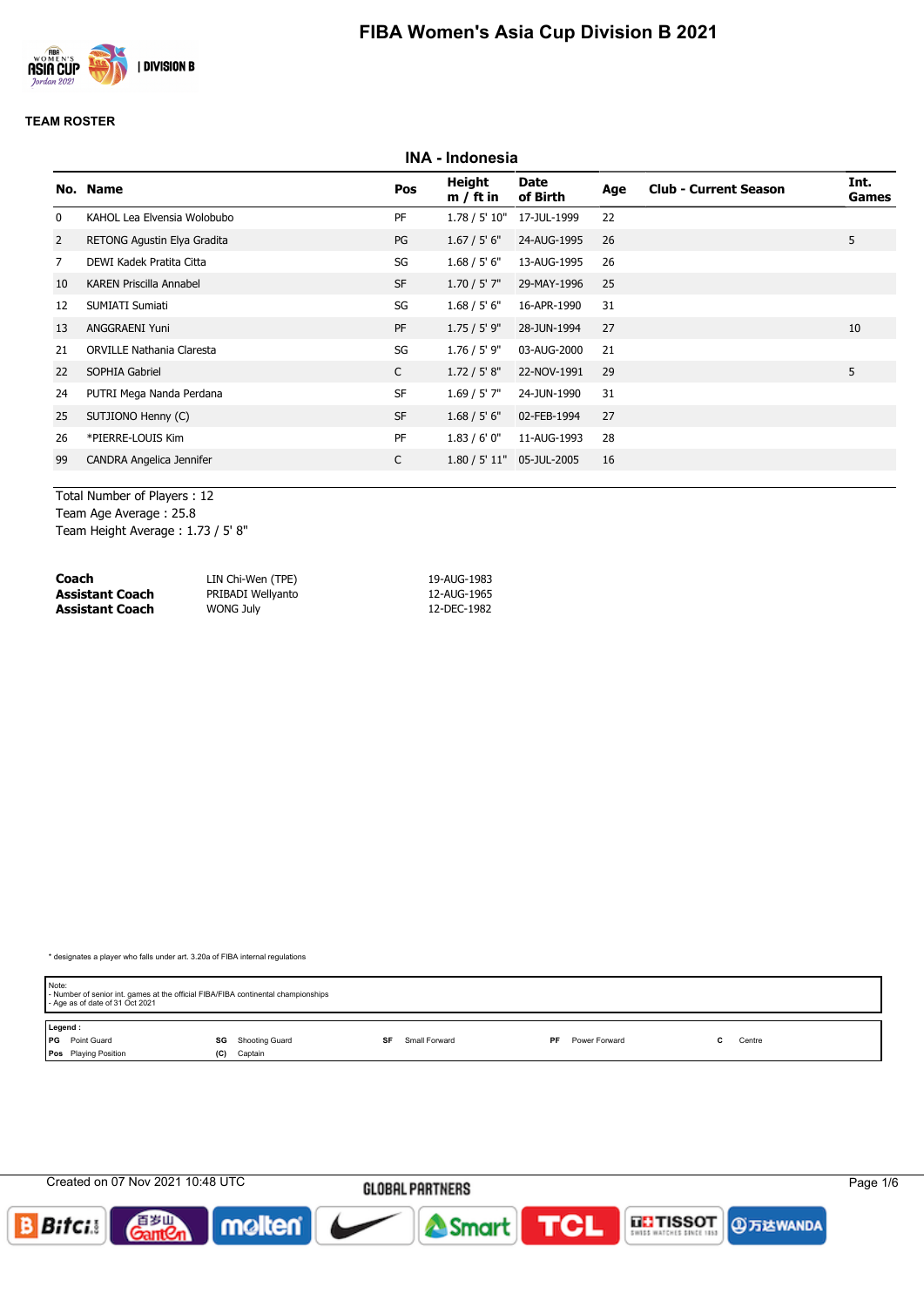# FIBA Women's Asia Cup Division B 2021

## TEAM ROSTER

### INA - Indonesia

| No. | Name | Pos | Height m / ft in | Date of Birth | Age | Club - Current Season | Int. Games |
|---|---|---|---|---|---|---|---|
| 0 | KAHOL Lea Elvensia Wolobubo | PF | 1.78 / 5' 10" | 17-JUL-1999 | 22 | | |
| 2 | RETONG Agustin Elya Gradita | PG | 1.67 / 5' 6" | 24-AUG-1995 | 26 | | 5 |
| 7 | DEWI Kadek Pratita Citta | SG | 1.68 / 5' 6" | 13-AUG-1995 | 26 | | |
| 10 | KAREN Priscilla Annabel | SF | 1.70 / 5' 7" | 29-MAY-1996 | 25 | | |
| 12 | SUMIATI Sumiati | SG | 1.68 / 5' 6" | 16-APR-1990 | 31 | | |
| 13 | ANGGRAENI Yuni | PF | 1.75 / 5' 9" | 28-JUN-1994 | 27 | | 10 |
| 21 | ORVILLE Nathania Claresta | SG | 1.76 / 5' 9" | 03-AUG-2000 | 21 | | |
| 22 | SOPHIA Gabriel | C | 1.72 / 5' 8" | 22-NOV-1991 | 29 | | 5 |
| 24 | PUTRI Mega Nanda Perdana | SF | 1.69 / 5' 7" | 24-JUN-1990 | 31 | | |
| 25 | SUTJIONO Henny (C) | SF | 1.68 / 5' 6" | 02-FEB-1994 | 27 | | |
| 26 | *PIERRE-LOUIS Kim | PF | 1.83 / 6' 0" | 11-AUG-1993 | 28 | | |
| 99 | CANDRA Angelica Jennifer | C | 1.80 / 5' 11" | 05-JUL-2005 | 16 | | |

Total Number of Players : 12
Team Age Average : 25.8
Team Height Average : 1.73 / 5' 8"

| | | |
|---|---|---|
| **Coach** | LIN Chi-Wen (TPE) | 19-AUG-1983 |
| **Assistant Coach** | PRIBADI Wellyanto | 12-AUG-1965 |
| **Assistant Coach** | WONG July | 12-DEC-1982 |

* designates a player who falls under art. 3.20a of FIBA internal regulations

Note:
- Number of senior int. games at the official FIBA/FIBA continental championships
- Age as of date of 31 Oct 2021

**Legend :**

| | | | | | | | | | |
|---|---|---|---|---|---|---|---|---|---|
| PG | Point Guard | SG | Shooting Guard | SF | Small Forward | PF | Power Forward | C | Centre |
| Pos | Playing Position | (C) | Captain | | | | | | |

Created on 07 Nov 2021 10:48 UTC

GLOBAL PARTNERS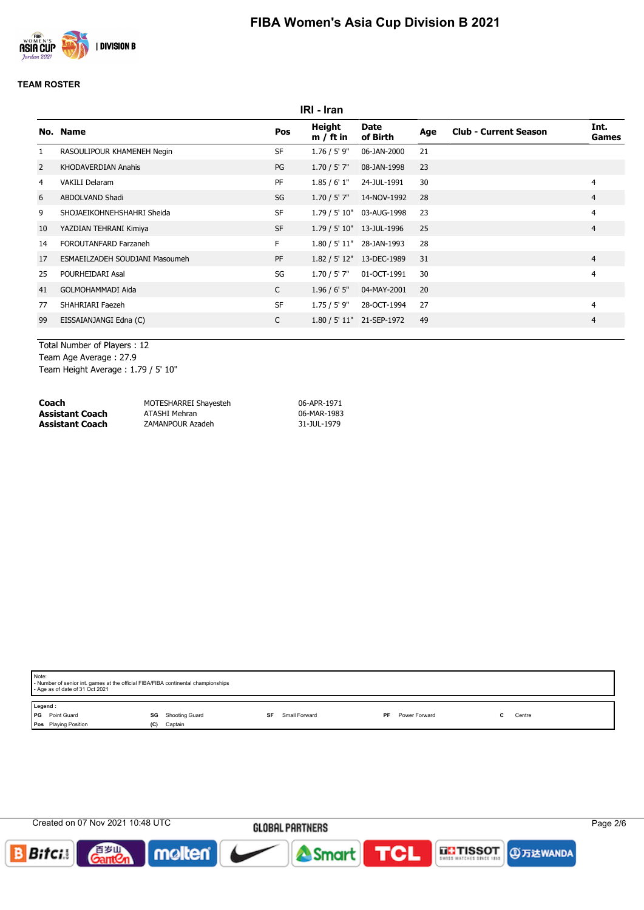# FIBA Women's Asia Cup Division B 2021

## TEAM ROSTER

### IRI - Iran

| No. | Name | Pos | Height m / ft in | Date of Birth | Age | Club - Current Season | Int. Games |
|---|---|---|---|---|---|---|---|
| 1 | RASOULIPOUR KHAMENEH Negin | SF | 1.76 / 5' 9" | 06-JAN-2000 | 21 | | |
| 2 | KHODAVERDIAN Anahis | PG | 1.70 / 5' 7" | 08-JAN-1998 | 23 | | |
| 4 | VAKILI Delaram | PF | 1.85 / 6' 1" | 24-JUL-1991 | 30 | | 4 |
| 6 | ABDOLVAND Shadi | SG | 1.70 / 5' 7" | 14-NOV-1992 | 28 | | 4 |
| 9 | SHOJAEIKOHNEHSHAHRI Sheida | SF | 1.79 / 5' 10" | 03-AUG-1998 | 23 | | 4 |
| 10 | YAZDIAN TEHRANI Kimiya | SF | 1.79 / 5' 10" | 13-JUL-1996 | 25 | | 4 |
| 14 | FOROUTANFARD Farzaneh | F | 1.80 / 5' 11" | 28-JAN-1993 | 28 | | |
| 17 | ESMAEILZADEH SOUDJANI Masoumeh | PF | 1.82 / 5' 12" | 13-DEC-1989 | 31 | | 4 |
| 25 | POURHEIDARI Asal | SG | 1.70 / 5' 7" | 01-OCT-1991 | 30 | | 4 |
| 41 | GOLMOHAMMADI Aida | C | 1.96 / 6' 5" | 04-MAY-2001 | 20 | | |
| 77 | SHAHRIARI Faezeh | SF | 1.75 / 5' 9" | 28-OCT-1994 | 27 | | 4 |
| 99 | EISSAIANJANGI Edna (C) | C | 1.80 / 5' 11" | 21-SEP-1972 | 49 | | 4 |

Total Number of Players : 12
Team Age Average : 27.9
Team Height Average : 1.79 / 5' 10"

| | | |
|---|---|---|
| **Coach** | MOTESHARREI Shayesteh | 06-APR-1971 |
| **Assistant Coach** | ATASHI Mehran | 06-MAR-1983 |
| **Assistant Coach** | ZAMANPOUR Azadeh | 31-JUL-1979 |

Note:
- Number of senior int. games at the official FIBA/FIBA continental championships
- Age as of date of 31 Oct 2021

**Legend :**

| | | | | | | | | | |
|---|---|---|---|---|---|---|---|---|---|
| PG | Point Guard | SG | Shooting Guard | SF | Small Forward | PF | Power Forward | C | Centre |
| Pos | Playing Position | (C) | Captain | | | | | | |

Created on 07 Nov 2021 10:48 UTC

GLOBAL PARTNERS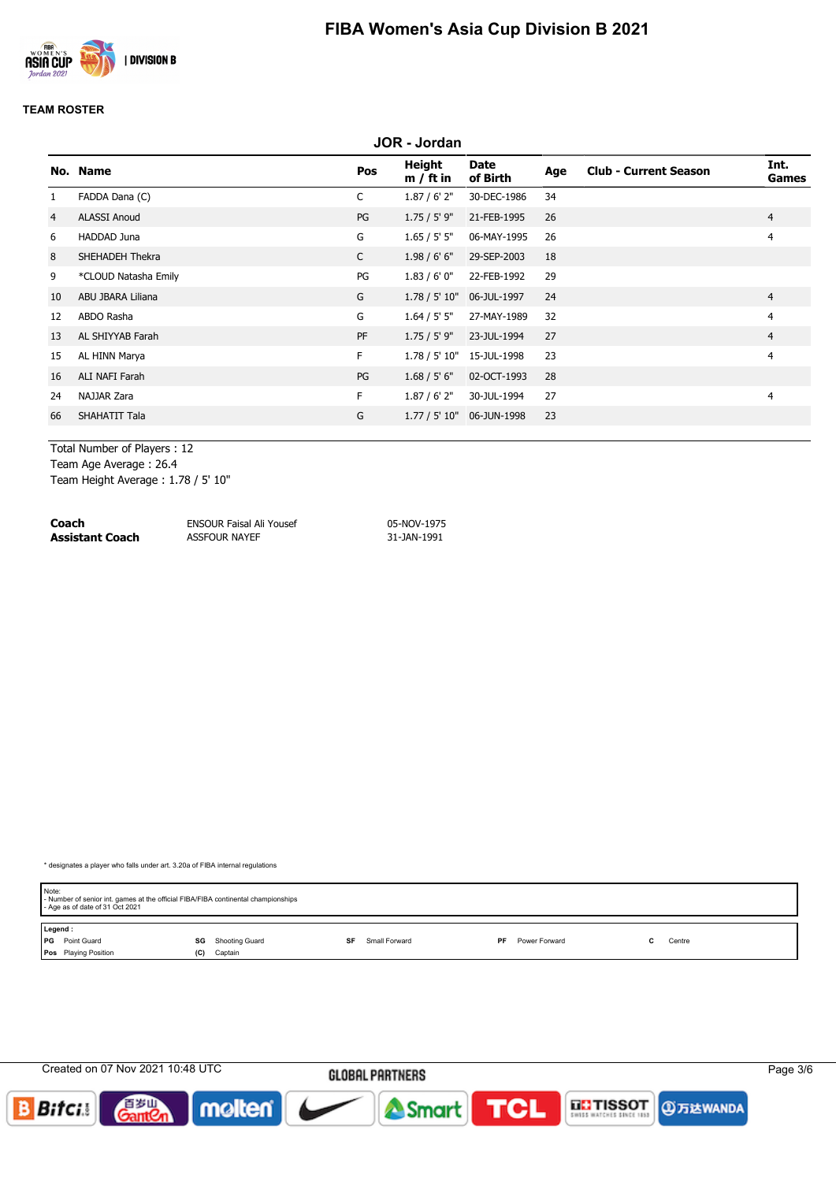# FIBA Women's Asia Cup Division B 2021

## TEAM ROSTER

### JOR - Jordan

| No. | Name | Pos | Height m / ft in | Date of Birth | Age | Club - Current Season | Int. Games |
|---|---|---|---|---|---|---|---|
| 1 | FADDA Dana (C) | C | 1.87 / 6' 2" | 30-DEC-1986 | 34 | | |
| 4 | ALASSI Anoud | PG | 1.75 / 5' 9" | 21-FEB-1995 | 26 | | 4 |
| 6 | HADDAD Juna | G | 1.65 / 5' 5" | 06-MAY-1995 | 26 | | 4 |
| 8 | SHEHADEH Thekra | C | 1.98 / 6' 6" | 29-SEP-2003 | 18 | | |
| 9 | *CLOUD Natasha Emily | PG | 1.83 / 6' 0" | 22-FEB-1992 | 29 | | |
| 10 | ABU JBARA Liliana | G | 1.78 / 5' 10" | 06-JUL-1997 | 24 | | 4 |
| 12 | ABDO Rasha | G | 1.64 / 5' 5" | 27-MAY-1989 | 32 | | 4 |
| 13 | AL SHIYYAB Farah | PF | 1.75 / 5' 9" | 23-JUL-1994 | 27 | | 4 |
| 15 | AL HINN Marya | F | 1.78 / 5' 10" | 15-JUL-1998 | 23 | | 4 |
| 16 | ALI NAFI Farah | PG | 1.68 / 5' 6" | 02-OCT-1993 | 28 | | |
| 24 | NAJJAR Zara | F | 1.87 / 6' 2" | 30-JUL-1994 | 27 | | 4 |
| 66 | SHAHATIT Tala | G | 1.77 / 5' 10" | 06-JUN-1998 | 23 | | |

Total Number of Players : 12
Team Age Average : 26.4
Team Height Average : 1.78 / 5' 10"

| | | |
|---|---|---|
| **Coach** | ENSOUR Faisal Ali Yousef | 05-NOV-1975 |
| **Assistant Coach** | ASSFOUR NAYEF | 31-JAN-1991 |

\* designates a player who falls under art. 3.20a of FIBA internal regulations

Note:
- Number of senior int. games at the official FIBA/FIBA continental championships
- Age as of date of 31 Oct 2021

**Legend :**

| | | | | | | | | | |
|---|---|---|---|---|---|---|---|---|---|
| PG | Point Guard | SG | Shooting Guard | SF | Small Forward | PF | Power Forward | C | Centre |
| Pos | Playing Position | (C) | Captain | | | | | | |

Created on 07 Nov 2021 10:48 UTC

GLOBAL PARTNERS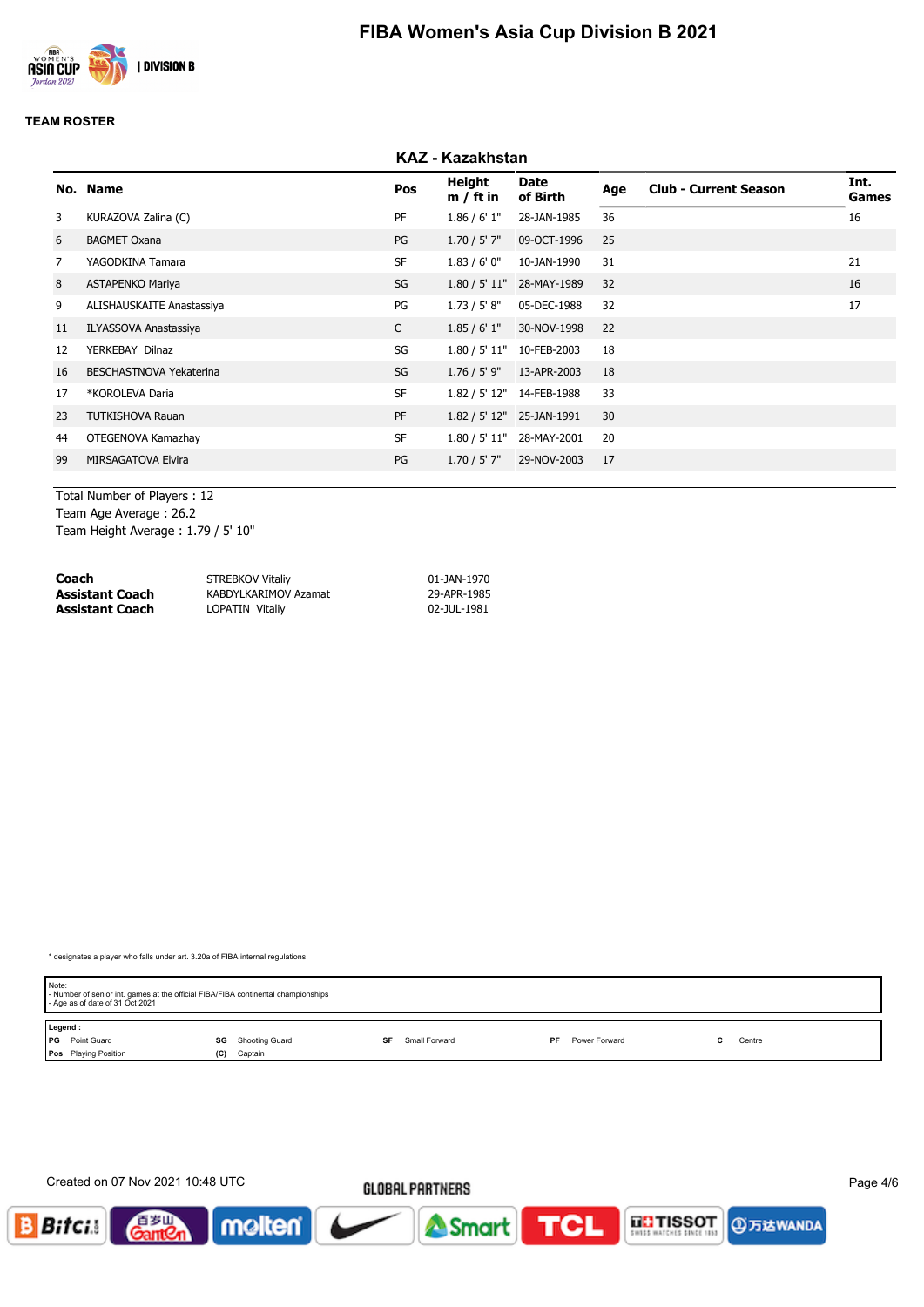# FIBA Women's Asia Cup Division B 2021

## TEAM ROSTER

### KAZ - Kazakhstan

| No. | Name | Pos | Height m / ft in | Date of Birth | Age | Club - Current Season | Int. Games |
|---|---|---|---|---|---|---|---|
| 3 | KURAZOVA Zalina (C) | PF | 1.86 / 6' 1" | 28-JAN-1985 | 36 | | 16 |
| 6 | BAGMET Oxana | PG | 1.70 / 5' 7" | 09-OCT-1996 | 25 | | |
| 7 | YAGODKINA Tamara | SF | 1.83 / 6' 0" | 10-JAN-1990 | 31 | | 21 |
| 8 | ASTAPENKO Mariya | SG | 1.80 / 5' 11" | 28-MAY-1989 | 32 | | 16 |
| 9 | ALISHAUSKAITE Anastassiya | PG | 1.73 / 5' 8" | 05-DEC-1988 | 32 | | 17 |
| 11 | ILYASSOVA Anastassiya | C | 1.85 / 6' 1" | 30-NOV-1998 | 22 | | |
| 12 | YERKEBAY Dilnaz | SG | 1.80 / 5' 11" | 10-FEB-2003 | 18 | | |
| 16 | BESCHASTNOVA Yekaterina | SG | 1.76 / 5' 9" | 13-APR-2003 | 18 | | |
| 17 | *KOROLEVA Daria | SF | 1.82 / 5' 12" | 14-FEB-1988 | 33 | | |
| 23 | TUTKISHOVA Rauan | PF | 1.82 / 5' 12" | 25-JAN-1991 | 30 | | |
| 44 | OTEGENOVA Kamazhay | SF | 1.80 / 5' 11" | 28-MAY-2001 | 20 | | |
| 99 | MIRSAGATOVA Elvira | PG | 1.70 / 5' 7" | 29-NOV-2003 | 17 | | |

Total Number of Players : 12
Team Age Average : 26.2
Team Height Average : 1.79 / 5' 10"

| | | |
|---|---|---|
| **Coach** | STREBKOV Vitaliy | 01-JAN-1970 |
| **Assistant Coach** | KABDYLKARIMOV Azamat | 29-APR-1985 |
| **Assistant Coach** | LOPATIN Vitaliy | 02-JUL-1981 |

\* designates a player who falls under art. 3.20a of FIBA internal regulations

Note:
- Number of senior int. games at the official FIBA/FIBA continental championships
- Age as of date of 31 Oct 2021

**Legend :**

| | | | | | | | | | |
|---|---|---|---|---|---|---|---|---|---|
| PG | Point Guard | SG | Shooting Guard | SF | Small Forward | PF | Power Forward | C | Centre |
| Pos | Playing Position | (C) | Captain | | | | | | |

Created on 07 Nov 2021 10:48 UTC

GLOBAL PARTNERS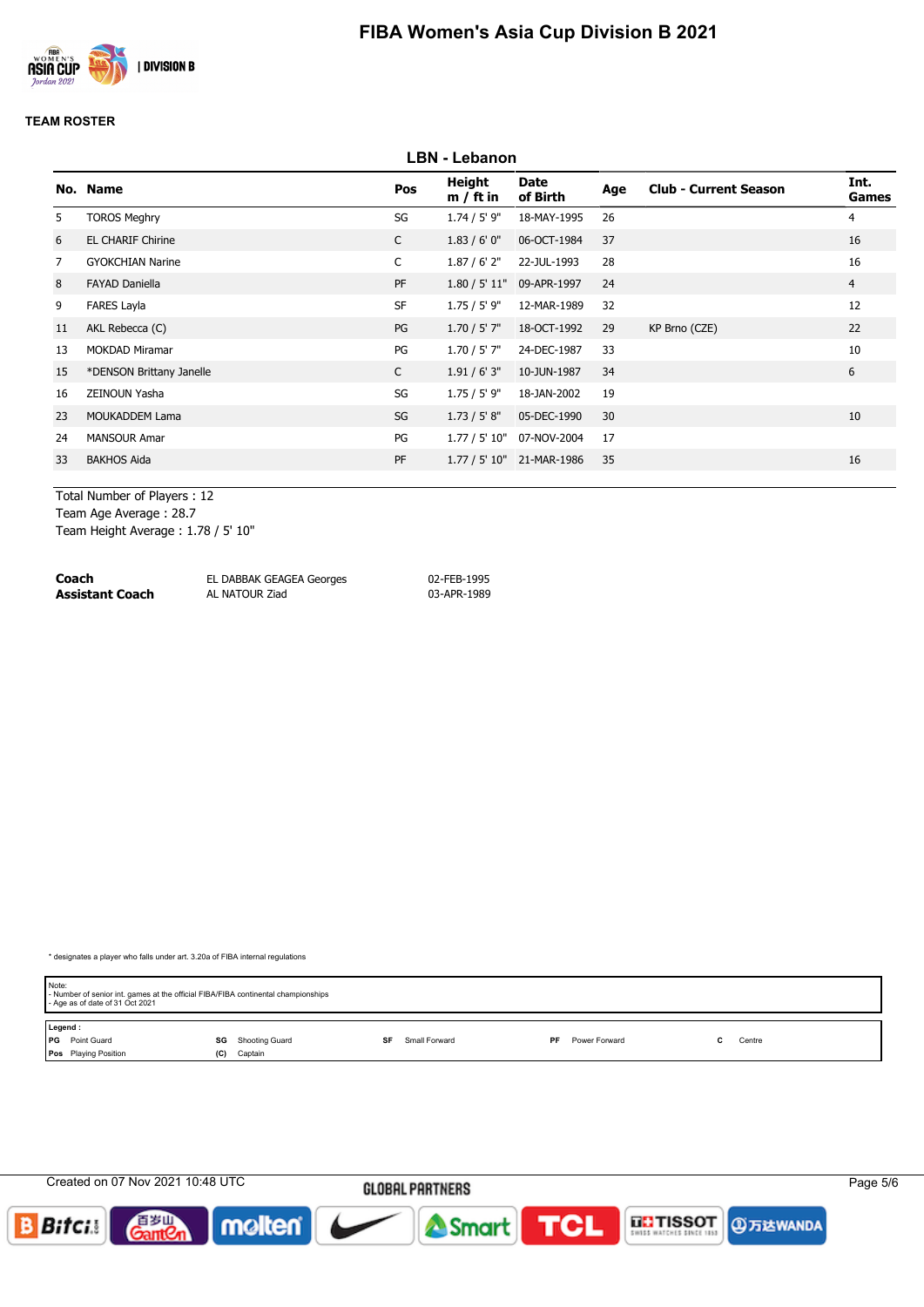# FIBA Women's Asia Cup Division B 2021

## TEAM ROSTER

### LBN - Lebanon

| No. | Name | Pos | Height m / ft in | Date of Birth | Age | Club - Current Season | Int. Games |
|---|---|---|---|---|---|---|---|
| 5 | TOROS Meghry | SG | 1.74 / 5' 9" | 18-MAY-1995 | 26 | | 4 |
| 6 | EL CHARIF Chirine | C | 1.83 / 6' 0" | 06-OCT-1984 | 37 | | 16 |
| 7 | GYOKCHIAN Narine | C | 1.87 / 6' 2" | 22-JUL-1993 | 28 | | 16 |
| 8 | FAYAD Daniella | PF | 1.80 / 5' 11" | 09-APR-1997 | 24 | | 4 |
| 9 | FARES Layla | SF | 1.75 / 5' 9" | 12-MAR-1989 | 32 | | 12 |
| 11 | AKL Rebecca (C) | PG | 1.70 / 5' 7" | 18-OCT-1992 | 29 | KP Brno (CZE) | 22 |
| 13 | MOKDAD Miramar | PG | 1.70 / 5' 7" | 24-DEC-1987 | 33 | | 10 |
| 15 | *DENSON Brittany Janelle | C | 1.91 / 6' 3" | 10-JUN-1987 | 34 | | 6 |
| 16 | ZEINOUN Yasha | SG | 1.75 / 5' 9" | 18-JAN-2002 | 19 | | |
| 23 | MOUKADDEM Lama | SG | 1.73 / 5' 8" | 05-DEC-1990 | 30 | | 10 |
| 24 | MANSOUR Amar | PG | 1.77 / 5' 10" | 07-NOV-2004 | 17 | | |
| 33 | BAKHOS Aida | PF | 1.77 / 5' 10" | 21-MAR-1986 | 35 | | 16 |

Total Number of Players : 12
Team Age Average : 28.7
Team Height Average : 1.78 / 5' 10"

| | | |
|---|---|---|
| **Coach** | EL DABBAK GEAGEA Georges | 02-FEB-1995 |
| **Assistant Coach** | AL NATOUR Ziad | 03-APR-1989 |

* designates a player who falls under art. 3.20a of FIBA internal regulations

Note:
- Number of senior int. games at the official FIBA/FIBA continental championships
- Age as of date of 31 Oct 2021

**Legend :**

| | | | | | | | | | |
|---|---|---|---|---|---|---|---|---|---|
| **PG** | Point Guard | **SG** | Shooting Guard | **SF** | Small Forward | **PF** | Power Forward | **C** | Centre |
| **Pos** | Playing Position | **(C)** | Captain | | | | | | |

Created on 07 Nov 2021 10:48 UTC

GLOBAL PARTNERS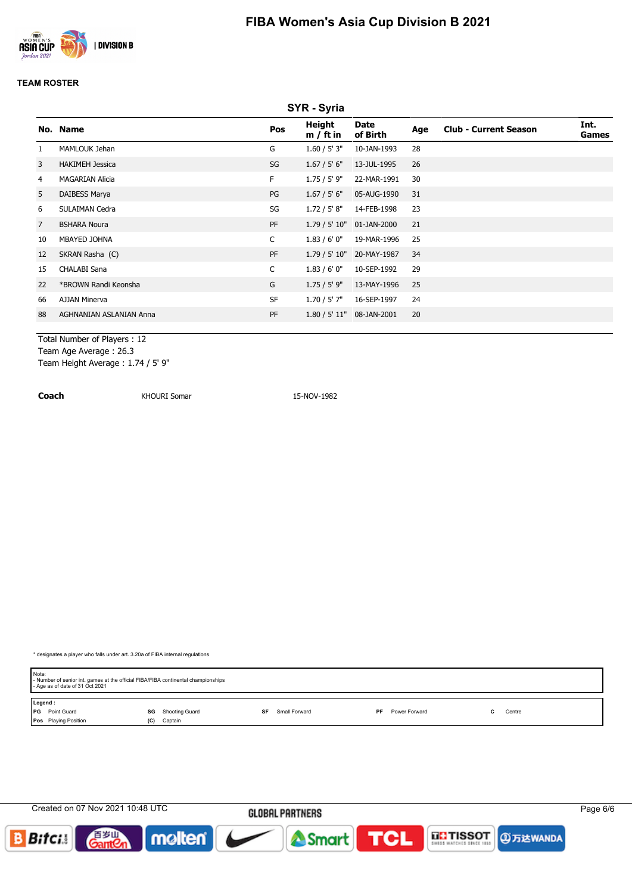# FIBA Women's Asia Cup Division B 2021

**TEAM ROSTER**

## SYR - Syria

| No. | Name | Pos | Height m / ft in | Date of Birth | Age | Club - Current Season | Int. Games |
|---|---|---|---|---|---|---|---|
| 1 | MAMLOUK Jehan | G | 1.60 / 5' 3" | 10-JAN-1993 | 28 | | |
| 3 | HAKIMEH Jessica | SG | 1.67 / 5' 6" | 13-JUL-1995 | 26 | | |
| 4 | MAGARIAN Alicia | F | 1.75 / 5' 9" | 22-MAR-1991 | 30 | | |
| 5 | DAIBESS Marya | PG | 1.67 / 5' 6" | 05-AUG-1990 | 31 | | |
| 6 | SULAIMAN Cedra | SG | 1.72 / 5' 8" | 14-FEB-1998 | 23 | | |
| 7 | BSHARA Noura | PF | 1.79 / 5' 10" | 01-JAN-2000 | 21 | | |
| 10 | MBAYED JOHNA | C | 1.83 / 6' 0" | 19-MAR-1996 | 25 | | |
| 12 | SKRAN Rasha (C) | PF | 1.79 / 5' 10" | 20-MAY-1987 | 34 | | |
| 15 | CHALABI Sana | C | 1.83 / 6' 0" | 10-SEP-1992 | 29 | | |
| 22 | *BROWN Randi Keonsha | G | 1.75 / 5' 9" | 13-MAY-1996 | 25 | | |
| 66 | AJJAN Minerva | SF | 1.70 / 5' 7" | 16-SEP-1997 | 24 | | |
| 88 | AGHNANIAN ASLANIAN Anna | PF | 1.80 / 5' 11" | 08-JAN-2001 | 20 | | |

Total Number of Players : 12
Team Age Average : 26.3
Team Height Average : 1.74 / 5' 9"

**Coach** KHOURI Somar 15-NOV-1982

* designates a player who falls under art. 3.20a of FIBA internal regulations

Note:
- Number of senior int. games at the official FIBA/FIBA continental championships
- Age as of date of 31 Oct 2021

**Legend :**

| | | | | | | | | | |
|---|---|---|---|---|---|---|---|---|---|
| **PG** | Point Guard | **SG** | Shooting Guard | **SF** | Small Forward | **PF** | Power Forward | **C** | Centre |
| **Pos** | Playing Position | **(C)** | Captain | | | | | | |

Created on 07 Nov 2021 10:48 UTC

GLOBAL PARTNERS